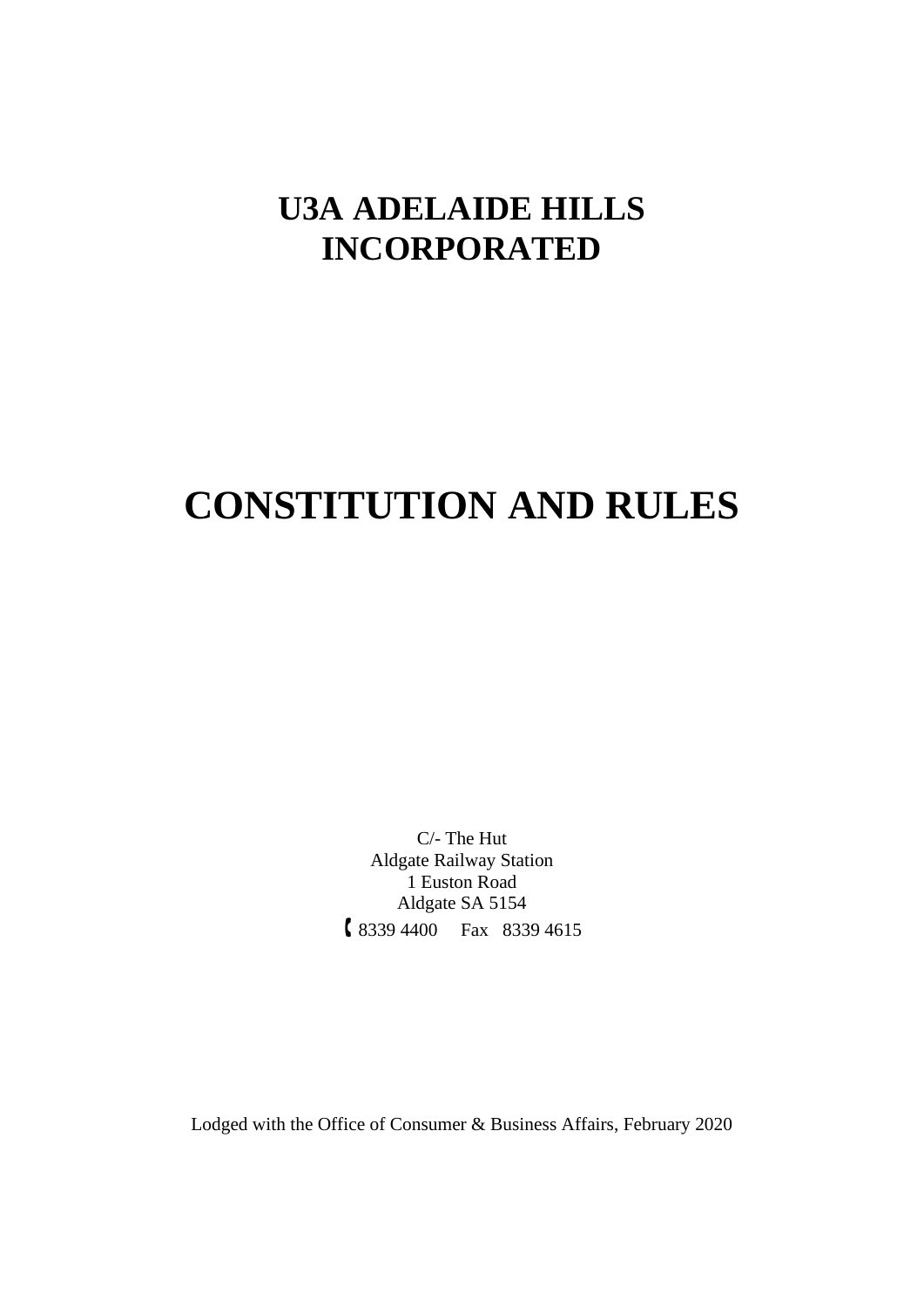# U3A ADELAIDE HILLS INCORPORATED

# CONSTITUTION AND RULES

C/- The Hut
Aldgate Railway Station
1 Euston Road
Aldgate SA 5154
✆ 8339 4400 Fax 8339 4615

Lodged with the Office of Consumer & Business Affairs, February 2020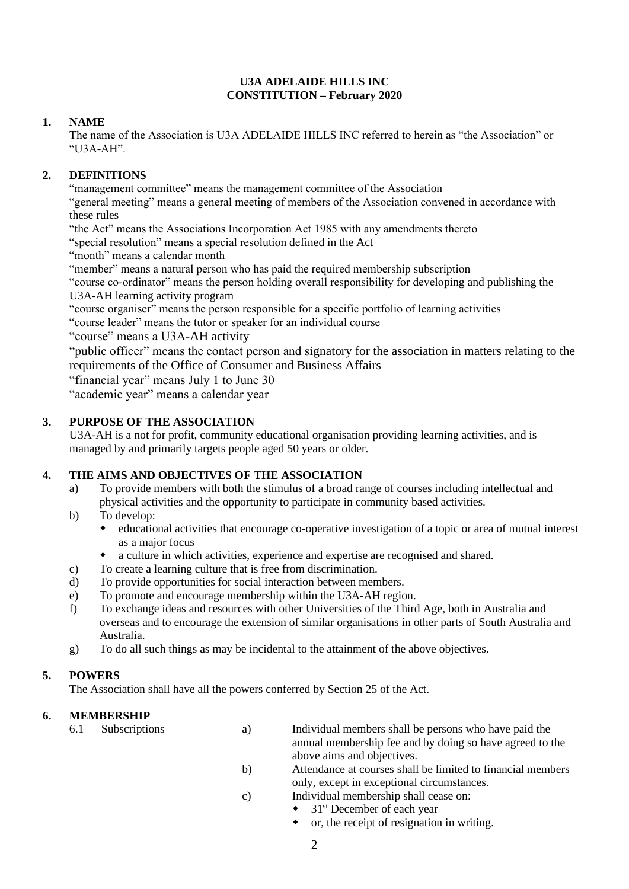**U3A ADELAIDE HILLS INC**
**CONSTITUTION – February 2020**

## 1. NAME

The name of the Association is U3A ADELAIDE HILLS INC referred to herein as "the Association" or "U3A-AH".

## 2. DEFINITIONS

"management committee" means the management committee of the Association

"general meeting" means a general meeting of members of the Association convened in accordance with these rules

"the Act" means the Associations Incorporation Act 1985 with any amendments thereto

"special resolution" means a special resolution defined in the Act

"month" means a calendar month

"member" means a natural person who has paid the required membership subscription

"course co-ordinator" means the person holding overall responsibility for developing and publishing the U3A-AH learning activity program

"course organiser" means the person responsible for a specific portfolio of learning activities

"course leader" means the tutor or speaker for an individual course

"course" means a U3A-AH activity

"public officer" means the contact person and signatory for the association in matters relating to the requirements of the Office of Consumer and Business Affairs

"financial year" means July 1 to June 30

"academic year" means a calendar year

## 3. PURPOSE OF THE ASSOCIATION

U3A-AH is a not for profit, community educational organisation providing learning activities, and is managed by and primarily targets people aged 50 years or older.

## 4. THE AIMS AND OBJECTIVES OF THE ASSOCIATION

a) To provide members with both the stimulus of a broad range of courses including intellectual and physical activities and the opportunity to participate in community based activities.

b) To develop:
- educational activities that encourage co-operative investigation of a topic or area of mutual interest as a major focus
- a culture in which activities, experience and expertise are recognised and shared.

c) To create a learning culture that is free from discrimination.

d) To provide opportunities for social interaction between members.

e) To promote and encourage membership within the U3A-AH region.

f) To exchange ideas and resources with other Universities of the Third Age, both in Australia and overseas and to encourage the extension of similar organisations in other parts of South Australia and Australia.

g) To do all such things as may be incidental to the attainment of the above objectives.

## 5. POWERS

The Association shall have all the powers conferred by Section 25 of the Act.

## 6. MEMBERSHIP

6.1 Subscriptions

a) Individual members shall be persons who have paid the annual membership fee and by doing so have agreed to the above aims and objectives.

b) Attendance at courses shall be limited to financial members only, except in exceptional circumstances.

c) Individual membership shall cease on:
- 31st December of each year
- or, the receipt of resignation in writing.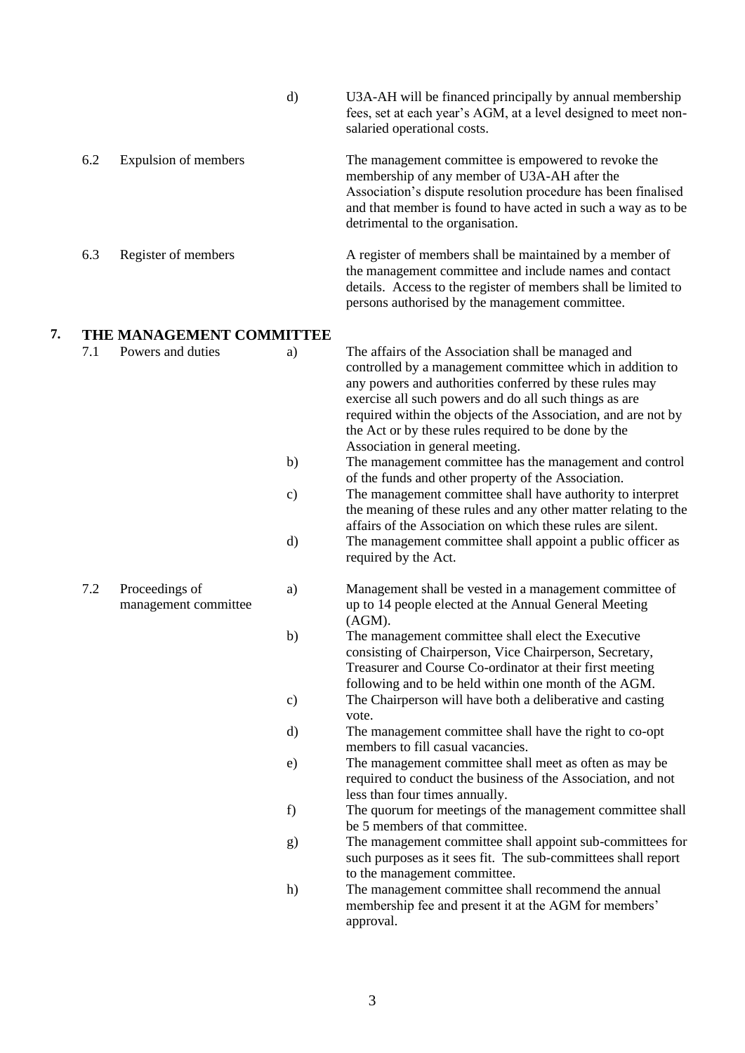d) U3A-AH will be financed principally by annual membership fees, set at each year's AGM, at a level designed to meet non-salaried operational costs.

**6.2 Expulsion of members**

The management committee is empowered to revoke the membership of any member of U3A-AH after the Association's dispute resolution procedure has been finalised and that member is found to have acted in such a way as to be detrimental to the organisation.

**6.3 Register of members**

A register of members shall be maintained by a member of the management committee and include names and contact details. Access to the register of members shall be limited to persons authorised by the management committee.

## 7. THE MANAGEMENT COMMITTEE

**7.1 Powers and duties**

a) The affairs of the Association shall be managed and controlled by a management committee which in addition to any powers and authorities conferred by these rules may exercise all such powers and do all such things as are required within the objects of the Association, and are not by the Act or by these rules required to be done by the Association in general meeting.

b) The management committee has the management and control of the funds and other property of the Association.

c) The management committee shall have authority to interpret the meaning of these rules and any other matter relating to the affairs of the Association on which these rules are silent.

d) The management committee shall appoint a public officer as required by the Act.

**7.2 Proceedings of management committee**

a) Management shall be vested in a management committee of up to 14 people elected at the Annual General Meeting (AGM).

b) The management committee shall elect the Executive consisting of Chairperson, Vice Chairperson, Secretary, Treasurer and Course Co-ordinator at their first meeting following and to be held within one month of the AGM.

c) The Chairperson will have both a deliberative and casting vote.

d) The management committee shall have the right to co-opt members to fill casual vacancies.

e) The management committee shall meet as often as may be required to conduct the business of the Association, and not less than four times annually.

f) The quorum for meetings of the management committee shall be 5 members of that committee.

g) The management committee shall appoint sub-committees for such purposes as it sees fit. The sub-committees shall report to the management committee.

h) The management committee shall recommend the annual membership fee and present it at the AGM for members' approval.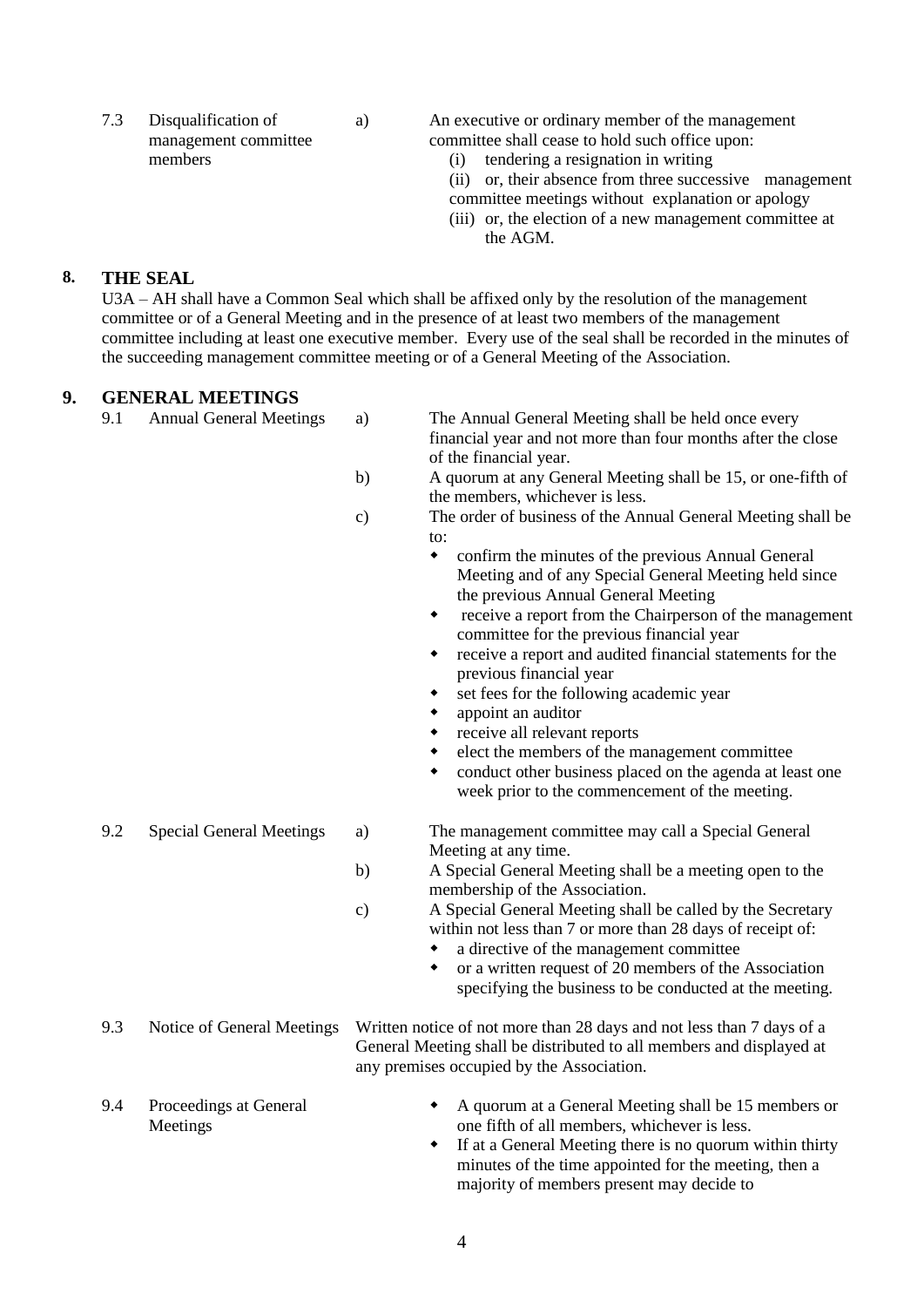7.3 Disqualification of management committee members

a) An executive or ordinary member of the management committee shall cease to hold such office upon:
   (i) tendering a resignation in writing
   (ii) or, their absence from three successive management committee meetings without explanation or apology
   (iii) or, the election of a new management committee at the AGM.

## 8. THE SEAL

U3A – AH shall have a Common Seal which shall be affixed only by the resolution of the management committee or of a General Meeting and in the presence of at least two members of the management committee including at least one executive member. Every use of the seal shall be recorded in the minutes of the succeeding management committee meeting or of a General Meeting of the Association.

## 9. GENERAL MEETINGS

9.1 Annual General Meetings

a) The Annual General Meeting shall be held once every financial year and not more than four months after the close of the financial year.

b) A quorum at any General Meeting shall be 15, or one-fifth of the members, whichever is less.

c) The order of business of the Annual General Meeting shall be to:
   - confirm the minutes of the previous Annual General Meeting and of any Special General Meeting held since the previous Annual General Meeting
   - receive a report from the Chairperson of the management committee for the previous financial year
   - receive a report and audited financial statements for the previous financial year
   - set fees for the following academic year
   - appoint an auditor
   - receive all relevant reports
   - elect the members of the management committee
   - conduct other business placed on the agenda at least one week prior to the commencement of the meeting.

9.2 Special General Meetings

a) The management committee may call a Special General Meeting at any time.

b) A Special General Meeting shall be a meeting open to the membership of the Association.

c) A Special General Meeting shall be called by the Secretary within not less than 7 or more than 28 days of receipt of:
   - a directive of the management committee
   - or a written request of 20 members of the Association specifying the business to be conducted at the meeting.

9.3 Notice of General Meetings

Written notice of not more than 28 days and not less than 7 days of a General Meeting shall be distributed to all members and displayed at any premises occupied by the Association.

9.4 Proceedings at General Meetings

- A quorum at a General Meeting shall be 15 members or one fifth of all members, whichever is less.
- If at a General Meeting there is no quorum within thirty minutes of the time appointed for the meeting, then a majority of members present may decide to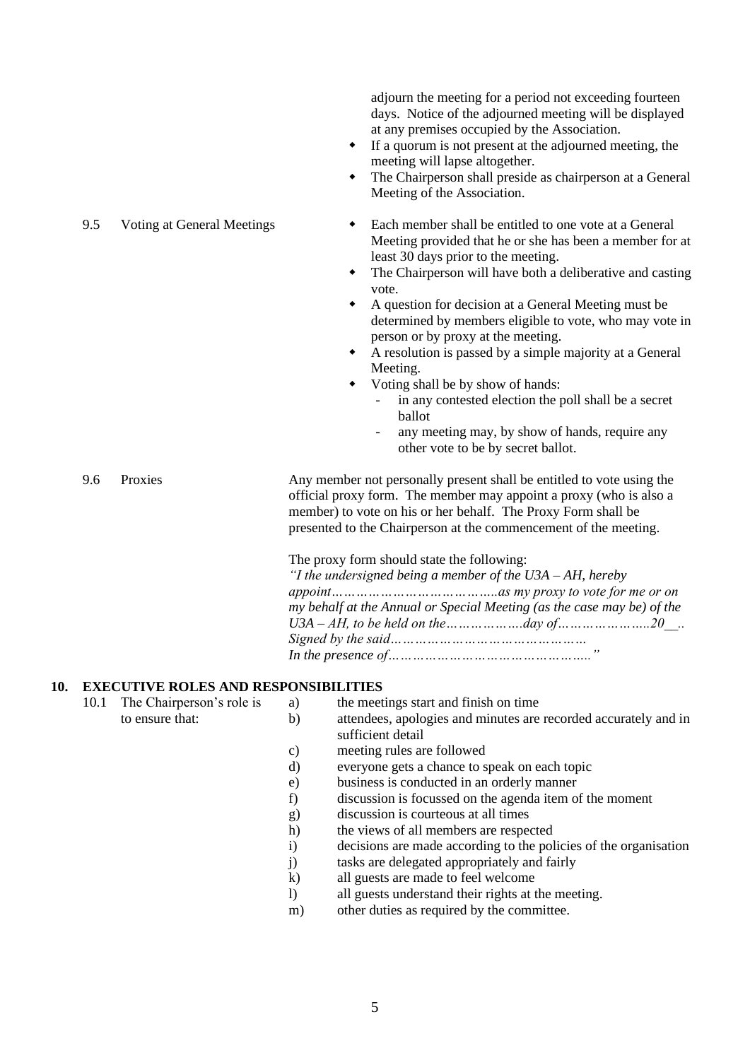adjourn the meeting for a period not exceeding fourteen days. Notice of the adjourned meeting will be displayed at any premises occupied by the Association.

- If a quorum is not present at the adjourned meeting, the meeting will lapse altogether.
- The Chairperson shall preside as chairperson at a General Meeting of the Association.

9.5 Voting at General Meetings

- Each member shall be entitled to one vote at a General Meeting provided that he or she has been a member for at least 30 days prior to the meeting.
- The Chairperson will have both a deliberative and casting vote.
- A question for decision at a General Meeting must be determined by members eligible to vote, who may vote in person or by proxy at the meeting.
- A resolution is passed by a simple majority at a General Meeting.
- Voting shall be by show of hands:
  - in any contested election the poll shall be a secret ballot
  - any meeting may, by show of hands, require any other vote to be by secret ballot.

9.6 Proxies

Any member not personally present shall be entitled to vote using the official proxy form. The member may appoint a proxy (who is also a member) to vote on his or her behalf. The Proxy Form shall be presented to the Chairperson at the commencement of the meeting.

The proxy form should state the following:
*"I the undersigned being a member of the U3A – AH, hereby appoint…………………………………..as my proxy to vote for me or on my behalf at the Annual or Special Meeting (as the case may be) of the U3A – AH, to be held on the……………….day of…………………..20__..*
*Signed by the said………………………………………*
*In the presence of…………………………………………..."*

## 10. EXECUTIVE ROLES AND RESPONSIBILITIES

10.1 The Chairperson's role is to ensure that:

a) the meetings start and finish on time
b) attendees, apologies and minutes are recorded accurately and in sufficient detail
c) meeting rules are followed
d) everyone gets a chance to speak on each topic
e) business is conducted in an orderly manner
f) discussion is focussed on the agenda item of the moment
g) discussion is courteous at all times
h) the views of all members are respected
i) decisions are made according to the policies of the organisation
j) tasks are delegated appropriately and fairly
k) all guests are made to feel welcome
l) all guests understand their rights at the meeting.
m) other duties as required by the committee.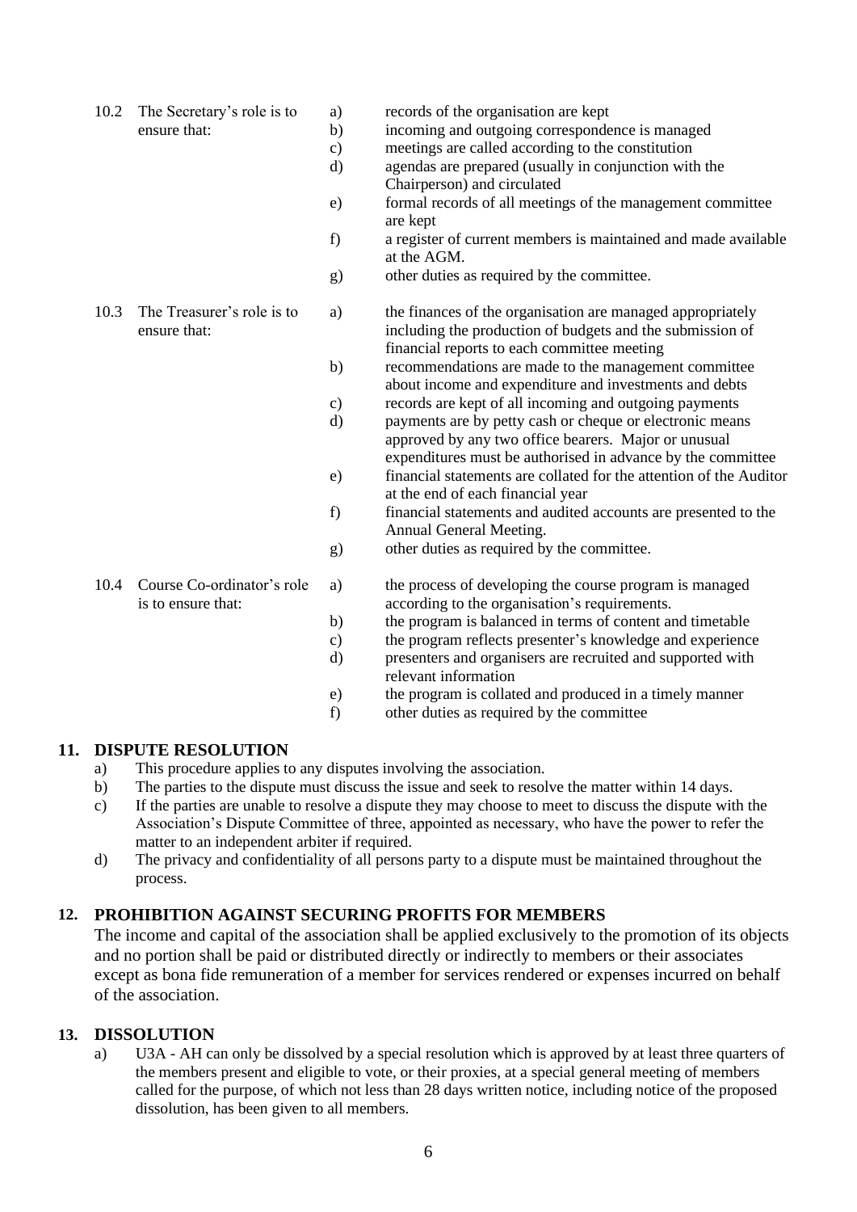10.2 The Secretary's role is to ensure that:

a) records of the organisation are kept
b) incoming and outgoing correspondence is managed
c) meetings are called according to the constitution
d) agendas are prepared (usually in conjunction with the Chairperson) and circulated
e) formal records of all meetings of the management committee are kept
f) a register of current members is maintained and made available at the AGM.
g) other duties as required by the committee.

10.3 The Treasurer's role is to ensure that:

a) the finances of the organisation are managed appropriately including the production of budgets and the submission of financial reports to each committee meeting
b) recommendations are made to the management committee about income and expenditure and investments and debts
c) records are kept of all incoming and outgoing payments
d) payments are by petty cash or cheque or electronic means approved by any two office bearers. Major or unusual expenditures must be authorised in advance by the committee
e) financial statements are collated for the attention of the Auditor at the end of each financial year
f) financial statements and audited accounts are presented to the Annual General Meeting.
g) other duties as required by the committee.

10.4 Course Co-ordinator's role is to ensure that:

a) the process of developing the course program is managed according to the organisation's requirements.
b) the program is balanced in terms of content and timetable
c) the program reflects presenter's knowledge and experience
d) presenters and organisers are recruited and supported with relevant information
e) the program is collated and produced in a timely manner
f) other duties as required by the committee

## 11. DISPUTE RESOLUTION

a) This procedure applies to any disputes involving the association.
b) The parties to the dispute must discuss the issue and seek to resolve the matter within 14 days.
c) If the parties are unable to resolve a dispute they may choose to meet to discuss the dispute with the Association's Dispute Committee of three, appointed as necessary, who have the power to refer the matter to an independent arbiter if required.
d) The privacy and confidentiality of all persons party to a dispute must be maintained throughout the process.

## 12. PROHIBITION AGAINST SECURING PROFITS FOR MEMBERS

The income and capital of the association shall be applied exclusively to the promotion of its objects and no portion shall be paid or distributed directly or indirectly to members or their associates except as bona fide remuneration of a member for services rendered or expenses incurred on behalf of the association.

## 13. DISSOLUTION

a) U3A - AH can only be dissolved by a special resolution which is approved by at least three quarters of the members present and eligible to vote, or their proxies, at a special general meeting of members called for the purpose, of which not less than 28 days written notice, including notice of the proposed dissolution, has been given to all members.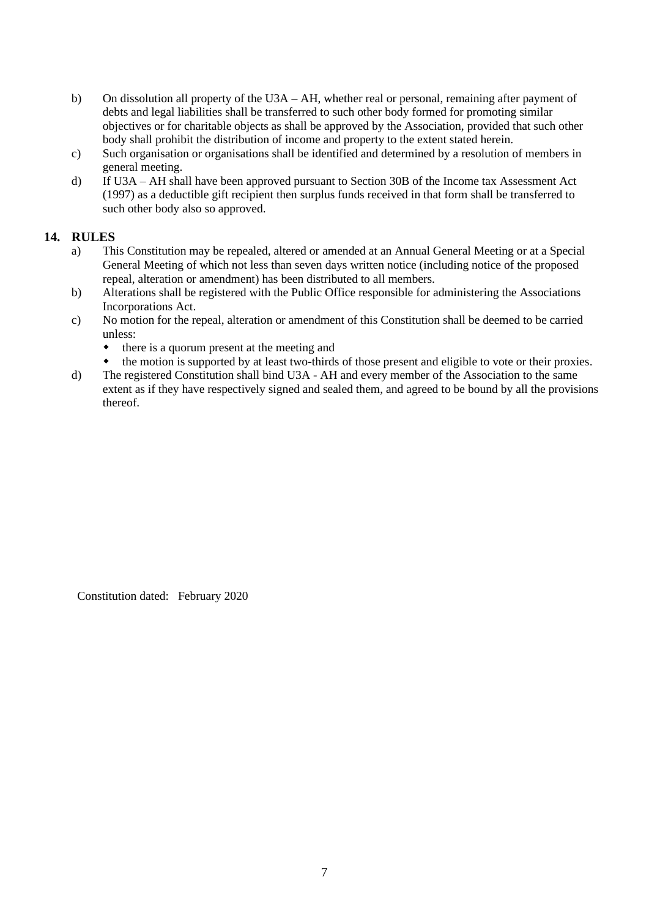b) On dissolution all property of the U3A – AH, whether real or personal, remaining after payment of debts and legal liabilities shall be transferred to such other body formed for promoting similar objectives or for charitable objects as shall be approved by the Association, provided that such other body shall prohibit the distribution of income and property to the extent stated herein.

c) Such organisation or organisations shall be identified and determined by a resolution of members in general meeting.

d) If U3A – AH shall have been approved pursuant to Section 30B of the Income tax Assessment Act (1997) as a deductible gift recipient then surplus funds received in that form shall be transferred to such other body also so approved.

## 14. RULES

a) This Constitution may be repealed, altered or amended at an Annual General Meeting or at a Special General Meeting of which not less than seven days written notice (including notice of the proposed repeal, alteration or amendment) has been distributed to all members.

b) Alterations shall be registered with the Public Office responsible for administering the Associations Incorporations Act.

c) No motion for the repeal, alteration or amendment of this Constitution shall be deemed to be carried unless:
- there is a quorum present at the meeting and
- the motion is supported by at least two-thirds of those present and eligible to vote or their proxies.

d) The registered Constitution shall bind U3A - AH and every member of the Association to the same extent as if they have respectively signed and sealed them, and agreed to be bound by all the provisions thereof.

Constitution dated: February 2020